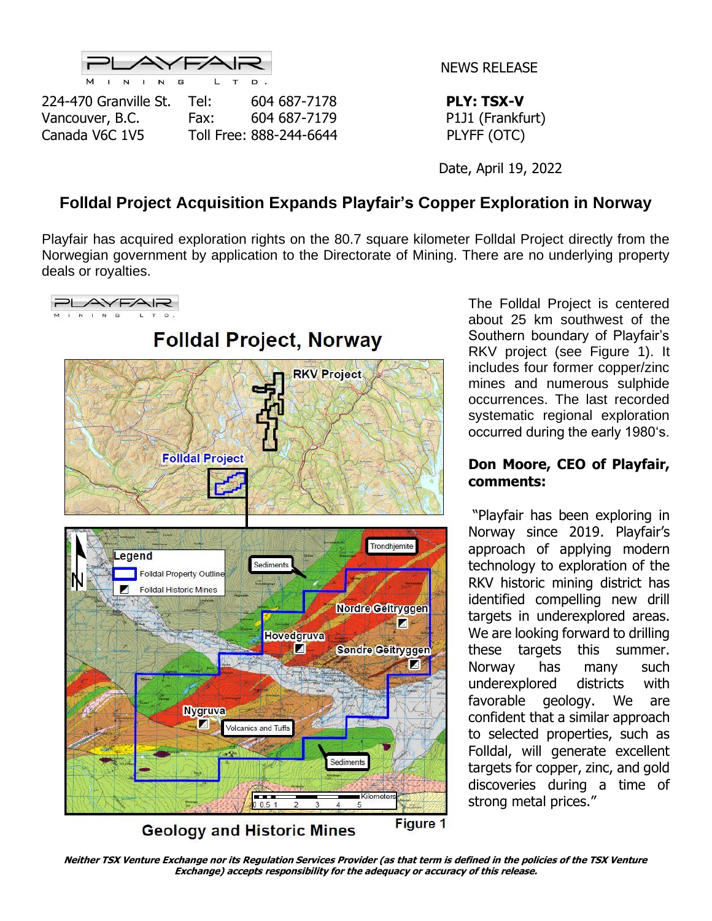PLAYFAIR MINING LTD.

224-470 Granville St.
Vancouver, B.C.
Canada V6C 1V5

Tel: 604 687-7178
Fax: 604 687-7179
Toll Free: 888-244-6644

NEWS RELEASE

**PLY: TSX-V**
P1J1 (Frankfurt)
PLYFF (OTC)

Date, April 19, 2022

# Folldal Project Acquisition Expands Playfair's Copper Exploration in Norway

Playfair has acquired exploration rights on the 80.7 square kilometer Folldal Project directly from the Norwegian government by application to the Directorate of Mining. There are no underlying property deals or royalties.

The Folldal Project is centered about 25 km southwest of the Southern boundary of Playfair's RKV project (see Figure 1). It includes four former copper/zinc mines and numerous sulphide occurrences. The last recorded systematic regional exploration occurred during the early 1980's.

**Folldal Project, Norway**

**Geology and Historic Mines**

**Figure 1**

### Don Moore, CEO of Playfair, comments:

"Playfair has been exploring in Norway since 2019. Playfair's approach of applying modern technology to exploration of the RKV historic mining district has identified compelling new drill targets in underexplored areas. We are looking forward to drilling these targets this summer. Norway has many such underexplored districts with favorable geology. We are confident that a similar approach to selected properties, such as Folldal, will generate excellent targets for copper, zinc, and gold discoveries during a time of strong metal prices."

***Neither TSX Venture Exchange nor its Regulation Services Provider (as that term is defined in the policies of the TSX Venture Exchange) accepts responsibility for the adequacy or accuracy of this release.***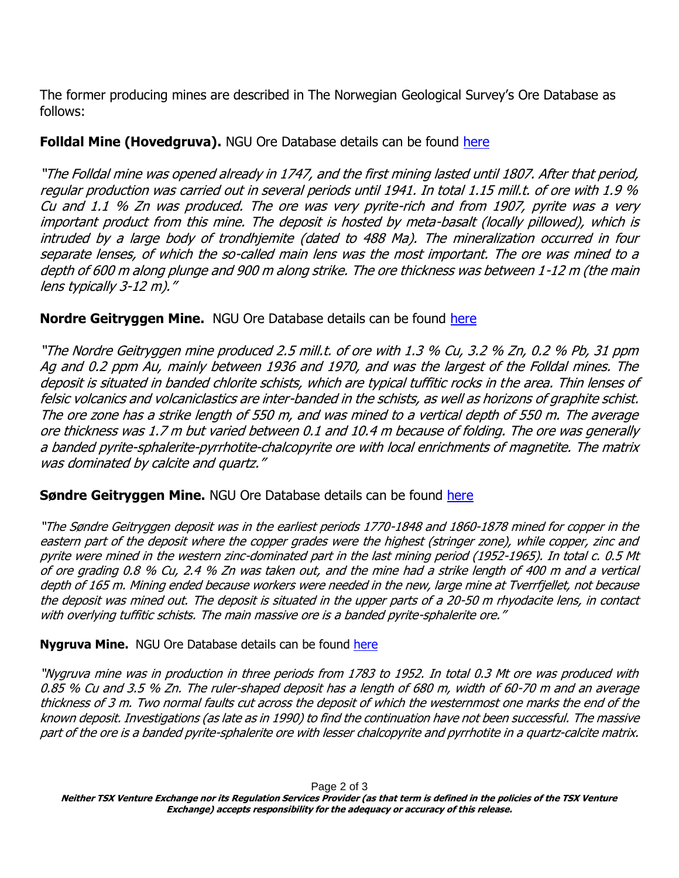The former producing mines are described in The Norwegian Geological Survey's Ore Database as follows:

**Folldal Mine (Hovedgruva).** NGU Ore Database details can be found here

*"The Folldal mine was opened already in 1747, and the first mining lasted until 1807. After that period, regular production was carried out in several periods until 1941. In total 1.15 mill.t. of ore with 1.9 % Cu and 1.1 % Zn was produced. The ore was very pyrite-rich and from 1907, pyrite was a very important product from this mine. The deposit is hosted by meta-basalt (locally pillowed), which is intruded by a large body of trondhjemite (dated to 488 Ma). The mineralization occurred in four separate lenses, of which the so-called main lens was the most important. The ore was mined to a depth of 600 m along plunge and 900 m along strike. The ore thickness was between 1-12 m (the main lens typically 3-12 m)."*

**Nordre Geitryggen Mine.** NGU Ore Database details can be found here

*"The Nordre Geitryggen mine produced 2.5 mill.t. of ore with 1.3 % Cu, 3.2 % Zn, 0.2 % Pb, 31 ppm Ag and 0.2 ppm Au, mainly between 1936 and 1970, and was the largest of the Folldal mines. The deposit is situated in banded chlorite schists, which are typical tuffitic rocks in the area. Thin lenses of felsic volcanics and volcaniclastics are inter-banded in the schists, as well as horizons of graphite schist. The ore zone has a strike length of 550 m, and was mined to a vertical depth of 550 m. The average ore thickness was 1.7 m but varied between 0.1 and 10.4 m because of folding. The ore was generally a banded pyrite-sphalerite-pyrrhotite-chalcopyrite ore with local enrichments of magnetite. The matrix was dominated by calcite and quartz."*

**Søndre Geitryggen Mine.** NGU Ore Database details can be found here

*"The Søndre Geitryggen deposit was in the earliest periods 1770-1848 and 1860-1878 mined for copper in the eastern part of the deposit where the copper grades were the highest (stringer zone), while copper, zinc and pyrite were mined in the western zinc-dominated part in the last mining period (1952-1965). In total c. 0.5 Mt of ore grading 0.8 % Cu, 2.4 % Zn was taken out, and the mine had a strike length of 400 m and a vertical depth of 165 m. Mining ended because workers were needed in the new, large mine at Tverrfjellet, not because the deposit was mined out. The deposit is situated in the upper parts of a 20-50 m rhyodacite lens, in contact with overlying tuffitic schists. The main massive ore is a banded pyrite-sphalerite ore."*

**Nygruva Mine.** NGU Ore Database details can be found here

*"Nygruva mine was in production in three periods from 1783 to 1952. In total 0.3 Mt ore was produced with 0.85 % Cu and 3.5 % Zn. The ruler-shaped deposit has a length of 680 m, width of 60-70 m and an average thickness of 3 m. Two normal faults cut across the deposit of which the westernmost one marks the end of the known deposit. Investigations (as late as in 1990) to find the continuation have not been successful. The massive part of the ore is a banded pyrite-sphalerite ore with lesser chalcopyrite and pyrrhotite in a quartz-calcite matrix.*

***Neither TSX Venture Exchange nor its Regulation Services Provider (as that term is defined in the policies of the TSX Venture Exchange) accepts responsibility for the adequacy or accuracy of this release.***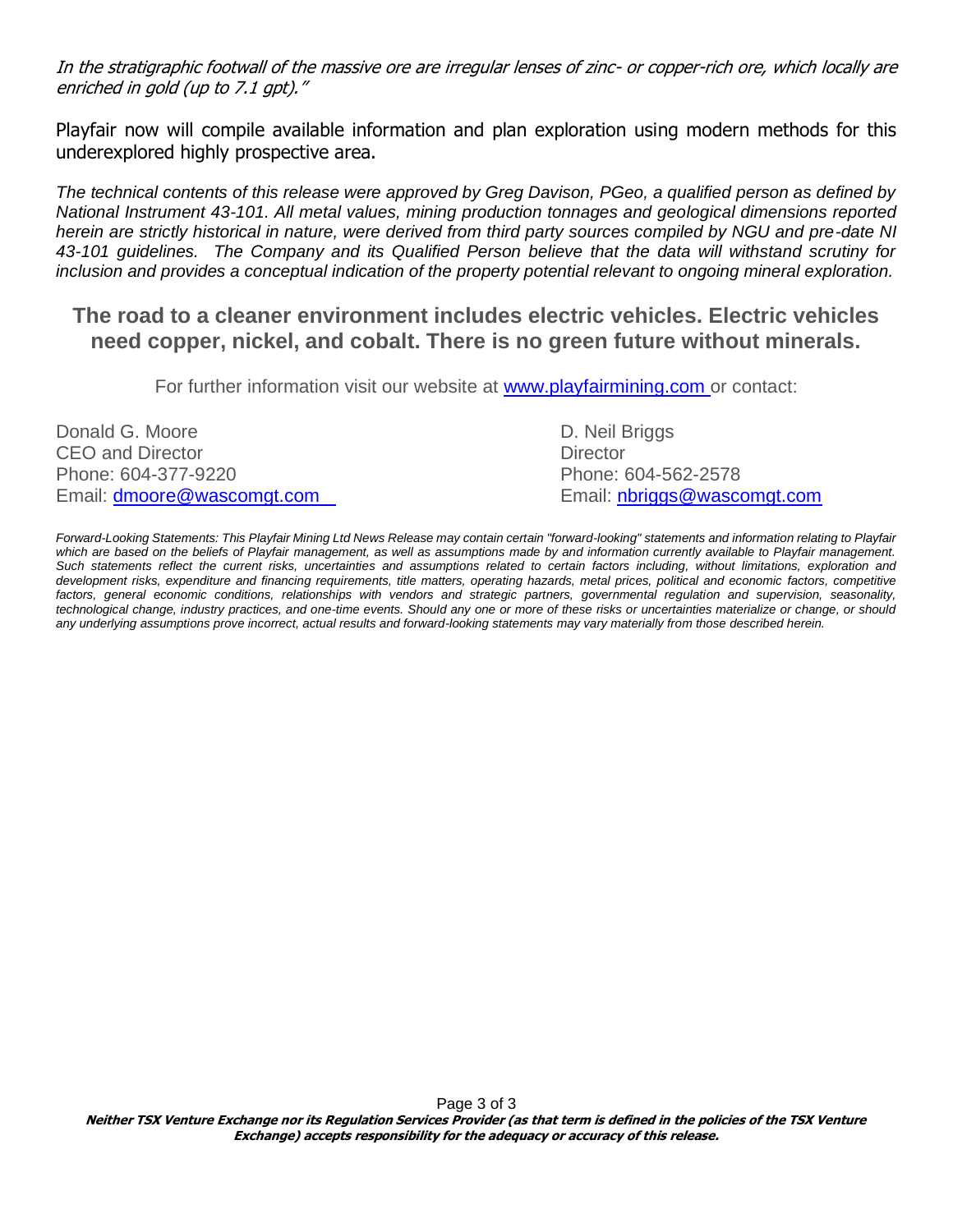*In the stratigraphic footwall of the massive ore are irregular lenses of zinc- or copper-rich ore, which locally are enriched in gold (up to 7.1 gpt)."*

Playfair now will compile available information and plan exploration using modern methods for this underexplored highly prospective area.

*The technical contents of this release were approved by Greg Davison, PGeo, a qualified person as defined by National Instrument 43-101. All metal values, mining production tonnages and geological dimensions reported herein are strictly historical in nature, were derived from third party sources compiled by NGU and pre-date NI 43-101 guidelines. The Company and its Qualified Person believe that the data will withstand scrutiny for inclusion and provides a conceptual indication of the property potential relevant to ongoing mineral exploration.*

**The road to a cleaner environment includes electric vehicles. Electric vehicles need copper, nickel, and cobalt. There is no green future without minerals.**

For further information visit our website at www.playfairmining.com or contact:

Donald G. Moore
CEO and Director
Phone: 604-377-9220
Email: dmoore@wascomgt.com

D. Neil Briggs
Director
Phone: 604-562-2578
Email: nbriggs@wascomgt.com

*Forward-Looking Statements: This Playfair Mining Ltd News Release may contain certain "forward-looking" statements and information relating to Playfair which are based on the beliefs of Playfair management, as well as assumptions made by and information currently available to Playfair management. Such statements reflect the current risks, uncertainties and assumptions related to certain factors including, without limitations, exploration and development risks, expenditure and financing requirements, title matters, operating hazards, metal prices, political and economic factors, competitive factors, general economic conditions, relationships with vendors and strategic partners, governmental regulation and supervision, seasonality, technological change, industry practices, and one-time events. Should any one or more of these risks or uncertainties materialize or change, or should any underlying assumptions prove incorrect, actual results and forward-looking statements may vary materially from those described herein.*

***Neither TSX Venture Exchange nor its Regulation Services Provider (as that term is defined in the policies of the TSX Venture Exchange) accepts responsibility for the adequacy or accuracy of this release.***